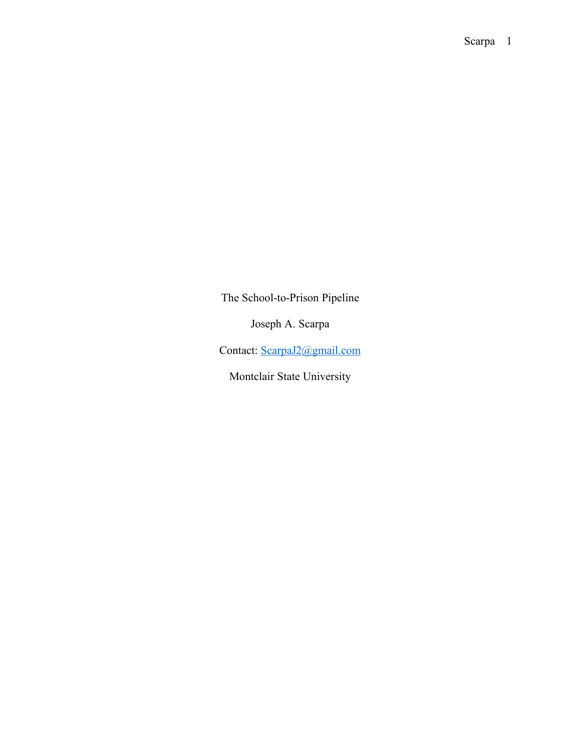The School-to-Prison Pipeline

Joseph A. Scarpa

Contact: ScarpaJ2@gmail.com

Montclair State University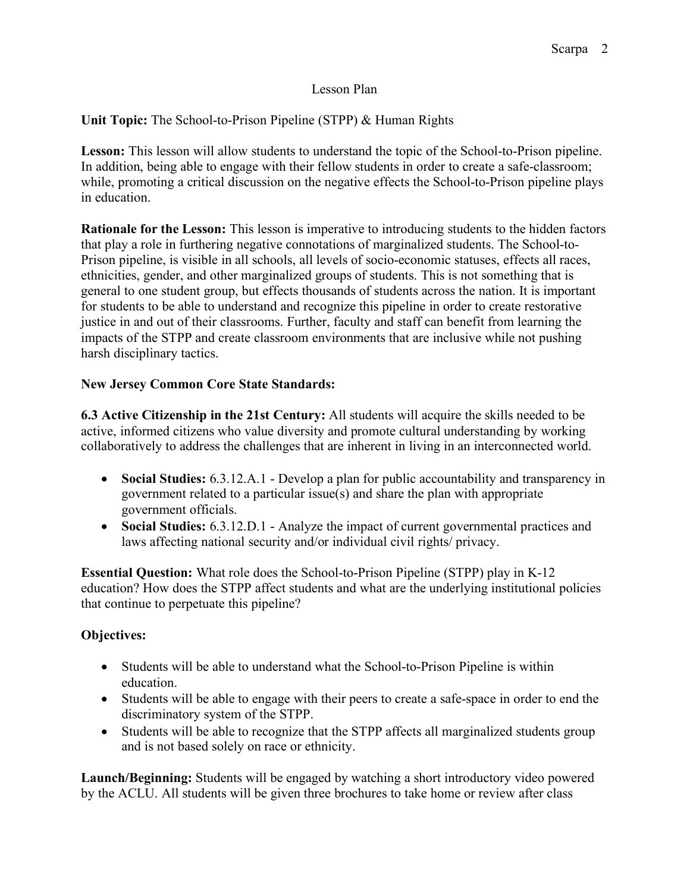Lesson Plan

**Unit Topic:** The School-to-Prison Pipeline (STPP) & Human Rights

**Lesson:** This lesson will allow students to understand the topic of the School-to-Prison pipeline. In addition, being able to engage with their fellow students in order to create a safe-classroom; while, promoting a critical discussion on the negative effects the School-to-Prison pipeline plays in education.

**Rationale for the Lesson:** This lesson is imperative to introducing students to the hidden factors that play a role in furthering negative connotations of marginalized students. The School-to-Prison pipeline, is visible in all schools, all levels of socio-economic statuses, effects all races, ethnicities, gender, and other marginalized groups of students. This is not something that is general to one student group, but effects thousands of students across the nation. It is important for students to be able to understand and recognize this pipeline in order to create restorative justice in and out of their classrooms. Further, faculty and staff can benefit from learning the impacts of the STPP and create classroom environments that are inclusive while not pushing harsh disciplinary tactics.

**New Jersey Common Core State Standards:**

**6.3 Active Citizenship in the 21st Century:** All students will acquire the skills needed to be active, informed citizens who value diversity and promote cultural understanding by working collaboratively to address the challenges that are inherent in living in an interconnected world.

- **Social Studies:** 6.3.12.A.1 - Develop a plan for public accountability and transparency in government related to a particular issue(s) and share the plan with appropriate government officials.
- **Social Studies:** 6.3.12.D.1 - Analyze the impact of current governmental practices and laws affecting national security and/or individual civil rights/ privacy.

**Essential Question:** What role does the School-to-Prison Pipeline (STPP) play in K-12 education? How does the STPP affect students and what are the underlying institutional policies that continue to perpetuate this pipeline?

**Objectives:**

- Students will be able to understand what the School-to-Prison Pipeline is within education.
- Students will be able to engage with their peers to create a safe-space in order to end the discriminatory system of the STPP.
- Students will be able to recognize that the STPP affects all marginalized students group and is not based solely on race or ethnicity.

**Launch/Beginning:** Students will be engaged by watching a short introductory video powered by the ACLU. All students will be given three brochures to take home or review after class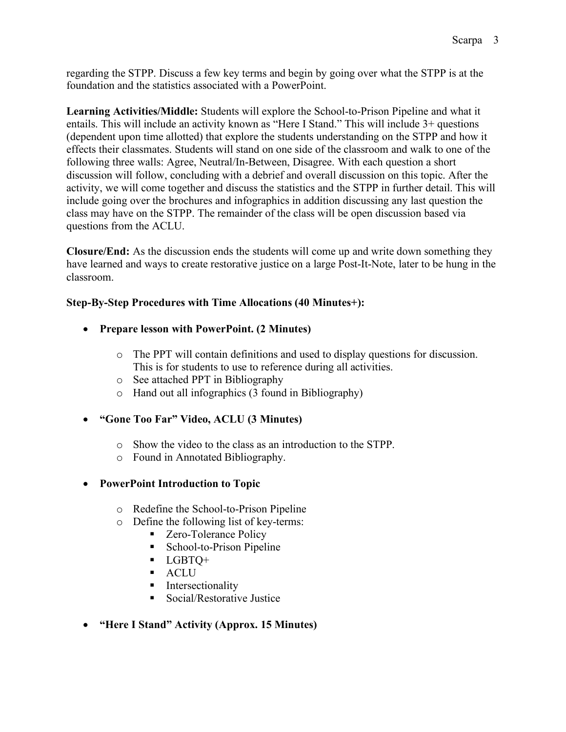regarding the STPP. Discuss a few key terms and begin by going over what the STPP is at the foundation and the statistics associated with a PowerPoint.

**Learning Activities/Middle:** Students will explore the School-to-Prison Pipeline and what it entails. This will include an activity known as "Here I Stand." This will include 3+ questions (dependent upon time allotted) that explore the students understanding on the STPP and how it effects their classmates. Students will stand on one side of the classroom and walk to one of the following three walls: Agree, Neutral/In-Between, Disagree. With each question a short discussion will follow, concluding with a debrief and overall discussion on this topic. After the activity, we will come together and discuss the statistics and the STPP in further detail. This will include going over the brochures and infographics in addition discussing any last question the class may have on the STPP. The remainder of the class will be open discussion based via questions from the ACLU.

**Closure/End:** As the discussion ends the students will come up and write down something they have learned and ways to create restorative justice on a large Post-It-Note, later to be hung in the classroom.

**Step-By-Step Procedures with Time Allocations (40 Minutes+):**

- **Prepare lesson with PowerPoint. (2 Minutes)**
  - The PPT will contain definitions and used to display questions for discussion. This is for students to use to reference during all activities.
  - See attached PPT in Bibliography
  - Hand out all infographics (3 found in Bibliography)

- **"Gone Too Far" Video, ACLU (3 Minutes)**
  - Show the video to the class as an introduction to the STPP.
  - Found in Annotated Bibliography.

- **PowerPoint Introduction to Topic**
  - Redefine the School-to-Prison Pipeline
  - Define the following list of key-terms:
    - Zero-Tolerance Policy
    - School-to-Prison Pipeline
    - LGBTQ+
    - ACLU
    - Intersectionality
    - Social/Restorative Justice

- **"Here I Stand" Activity (Approx. 15 Minutes)**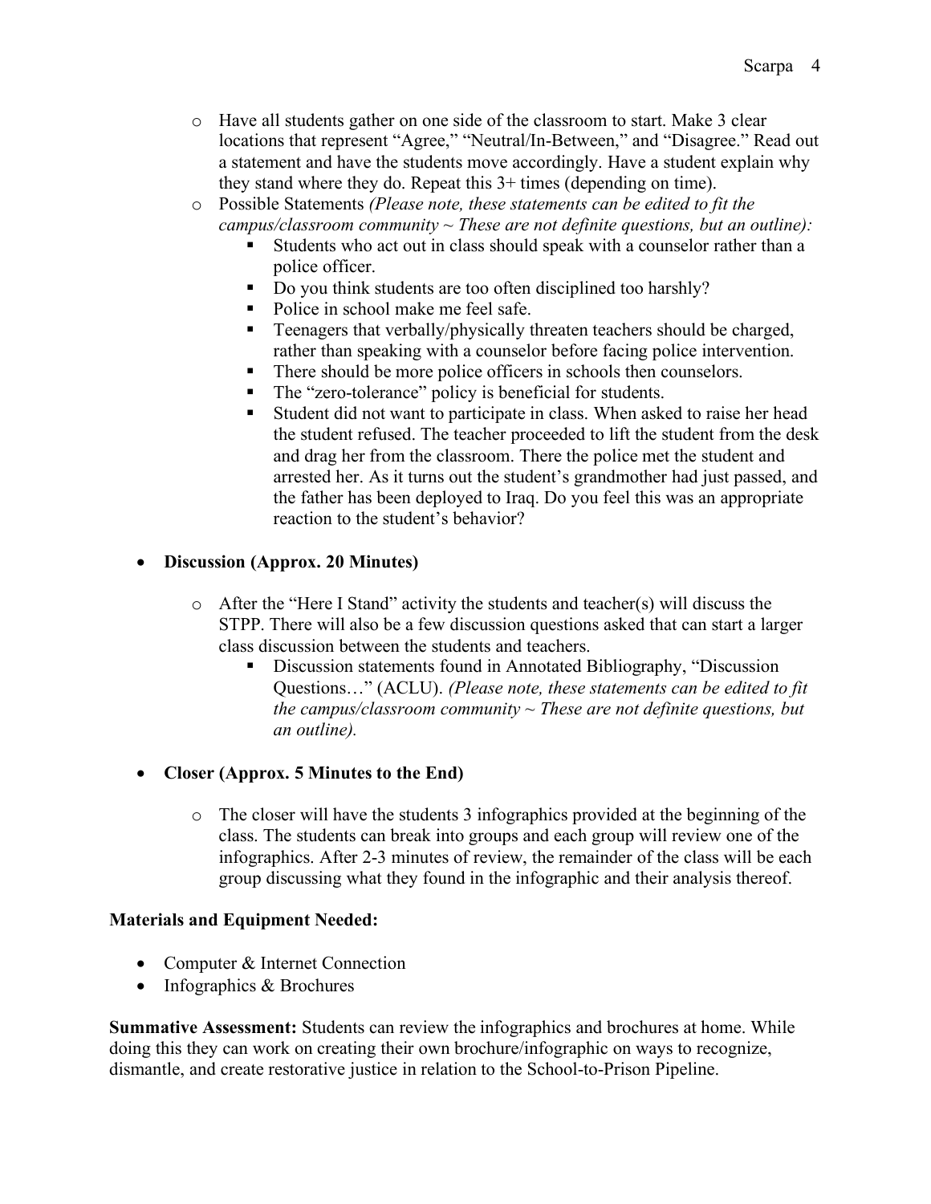- Have all students gather on one side of the classroom to start. Make 3 clear locations that represent "Agree," "Neutral/In-Between," and "Disagree." Read out a statement and have the students move accordingly. Have a student explain why they stand where they do. Repeat this 3+ times (depending on time).
- Possible Statements *(Please note, these statements can be edited to fit the campus/classroom community ~ These are not definite questions, but an outline):*
  - Students who act out in class should speak with a counselor rather than a police officer.
  - Do you think students are too often disciplined too harshly?
  - Police in school make me feel safe.
  - Teenagers that verbally/physically threaten teachers should be charged, rather than speaking with a counselor before facing police intervention.
  - There should be more police officers in schools then counselors.
  - The "zero-tolerance" policy is beneficial for students.
  - Student did not want to participate in class. When asked to raise her head the student refused. The teacher proceeded to lift the student from the desk and drag her from the classroom. There the police met the student and arrested her. As it turns out the student's grandmother had just passed, and the father has been deployed to Iraq. Do you feel this was an appropriate reaction to the student's behavior?

- **Discussion (Approx. 20 Minutes)**
  - After the "Here I Stand" activity the students and teacher(s) will discuss the STPP. There will also be a few discussion questions asked that can start a larger class discussion between the students and teachers.
    - Discussion statements found in Annotated Bibliography, "Discussion Questions…" (ACLU). *(Please note, these statements can be edited to fit the campus/classroom community ~ These are not definite questions, but an outline).*

- **Closer (Approx. 5 Minutes to the End)**
  - The closer will have the students 3 infographics provided at the beginning of the class. The students can break into groups and each group will review one of the infographics. After 2-3 minutes of review, the remainder of the class will be each group discussing what they found in the infographic and their analysis thereof.

**Materials and Equipment Needed:**

- Computer & Internet Connection
- Infographics & Brochures

**Summative Assessment:** Students can review the infographics and brochures at home. While doing this they can work on creating their own brochure/infographic on ways to recognize, dismantle, and create restorative justice in relation to the School-to-Prison Pipeline.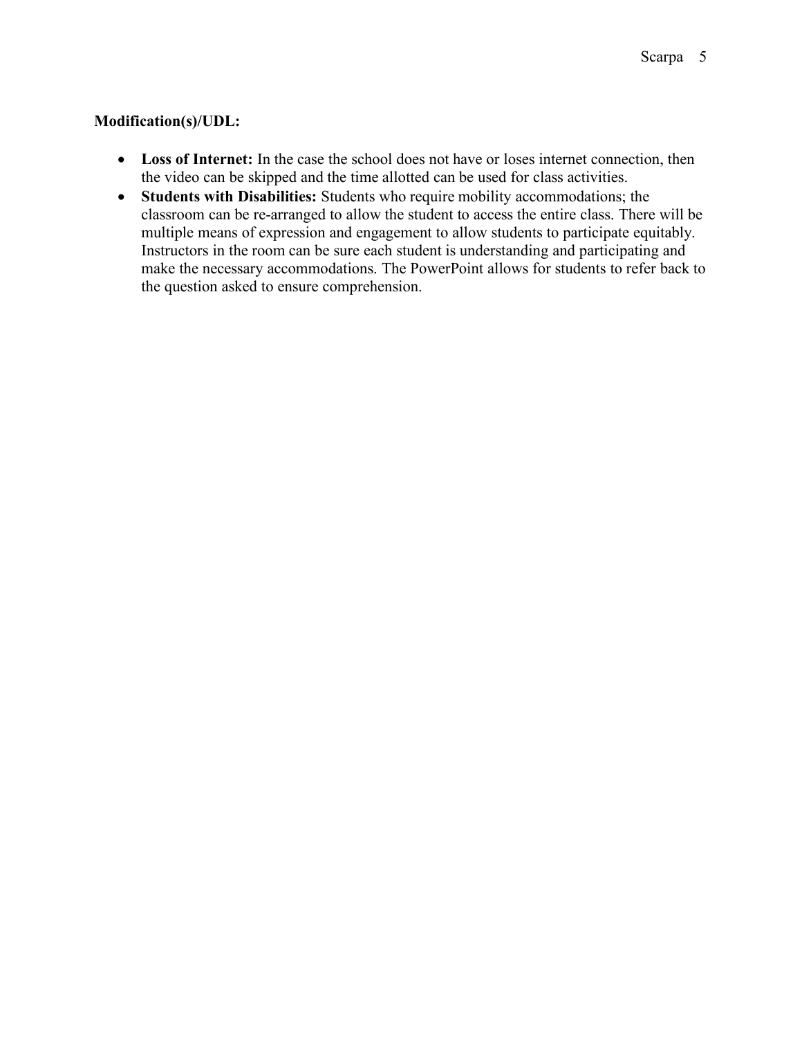**Modification(s)/UDL:**

- **Loss of Internet:** In the case the school does not have or loses internet connection, then the video can be skipped and the time allotted can be used for class activities.
- **Students with Disabilities:** Students who require mobility accommodations; the classroom can be re-arranged to allow the student to access the entire class. There will be multiple means of expression and engagement to allow students to participate equitably. Instructors in the room can be sure each student is understanding and participating and make the necessary accommodations. The PowerPoint allows for students to refer back to the question asked to ensure comprehension.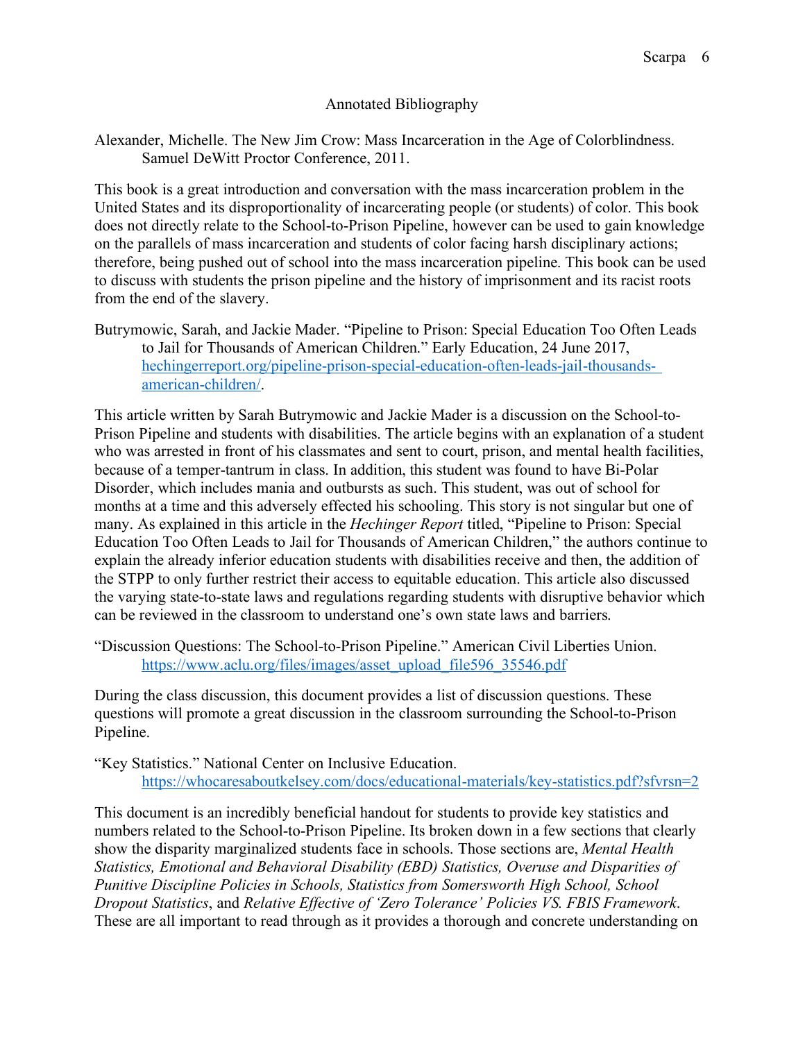## Annotated Bibliography

Alexander, Michelle. The New Jim Crow: Mass Incarceration in the Age of Colorblindness. Samuel DeWitt Proctor Conference, 2011.

This book is a great introduction and conversation with the mass incarceration problem in the United States and its disproportionality of incarcerating people (or students) of color. This book does not directly relate to the School-to-Prison Pipeline, however can be used to gain knowledge on the parallels of mass incarceration and students of color facing harsh disciplinary actions; therefore, being pushed out of school into the mass incarceration pipeline. This book can be used to discuss with students the prison pipeline and the history of imprisonment and its racist roots from the end of the slavery.

Butrymowic, Sarah, and Jackie Mader. "Pipeline to Prison: Special Education Too Often Leads to Jail for Thousands of American Children." Early Education, 24 June 2017, [hechingerreport.org/pipeline-prison-special-education-often-leads-jail-thousands-american-children/](hechingerreport.org/pipeline-prison-special-education-often-leads-jail-thousands-american-children/).

This article written by Sarah Butrymowic and Jackie Mader is a discussion on the School-to-Prison Pipeline and students with disabilities. The article begins with an explanation of a student who was arrested in front of his classmates and sent to court, prison, and mental health facilities, because of a temper-tantrum in class. In addition, this student was found to have Bi-Polar Disorder, which includes mania and outbursts as such. This student, was out of school for months at a time and this adversely effected his schooling. This story is not singular but one of many. As explained in this article in the *Hechinger Report* titled, "Pipeline to Prison: Special Education Too Often Leads to Jail for Thousands of American Children," the authors continue to explain the already inferior education students with disabilities receive and then, the addition of the STPP to only further restrict their access to equitable education. This article also discussed the varying state-to-state laws and regulations regarding students with disruptive behavior which can be reviewed in the classroom to understand one's own state laws and barriers.

"Discussion Questions: The School-to-Prison Pipeline." American Civil Liberties Union. [https://www.aclu.org/files/images/asset_upload_file596_35546.pdf](https://www.aclu.org/files/images/asset_upload_file596_35546.pdf)

During the class discussion, this document provides a list of discussion questions. These questions will promote a great discussion in the classroom surrounding the School-to-Prison Pipeline.

"Key Statistics." National Center on Inclusive Education. [https://whocaresaboutkelsey.com/docs/educational-materials/key-statistics.pdf?sfvrsn=2](https://whocaresaboutkelsey.com/docs/educational-materials/key-statistics.pdf?sfvrsn=2)

This document is an incredibly beneficial handout for students to provide key statistics and numbers related to the School-to-Prison Pipeline. Its broken down in a few sections that clearly show the disparity marginalized students face in schools. Those sections are, *Mental Health Statistics, Emotional and Behavioral Disability (EBD) Statistics, Overuse and Disparities of Punitive Discipline Policies in Schools, Statistics from Somersworth High School, School Dropout Statistics*, and *Relative Effective of 'Zero Tolerance' Policies VS. FBIS Framework*. These are all important to read through as it provides a thorough and concrete understanding on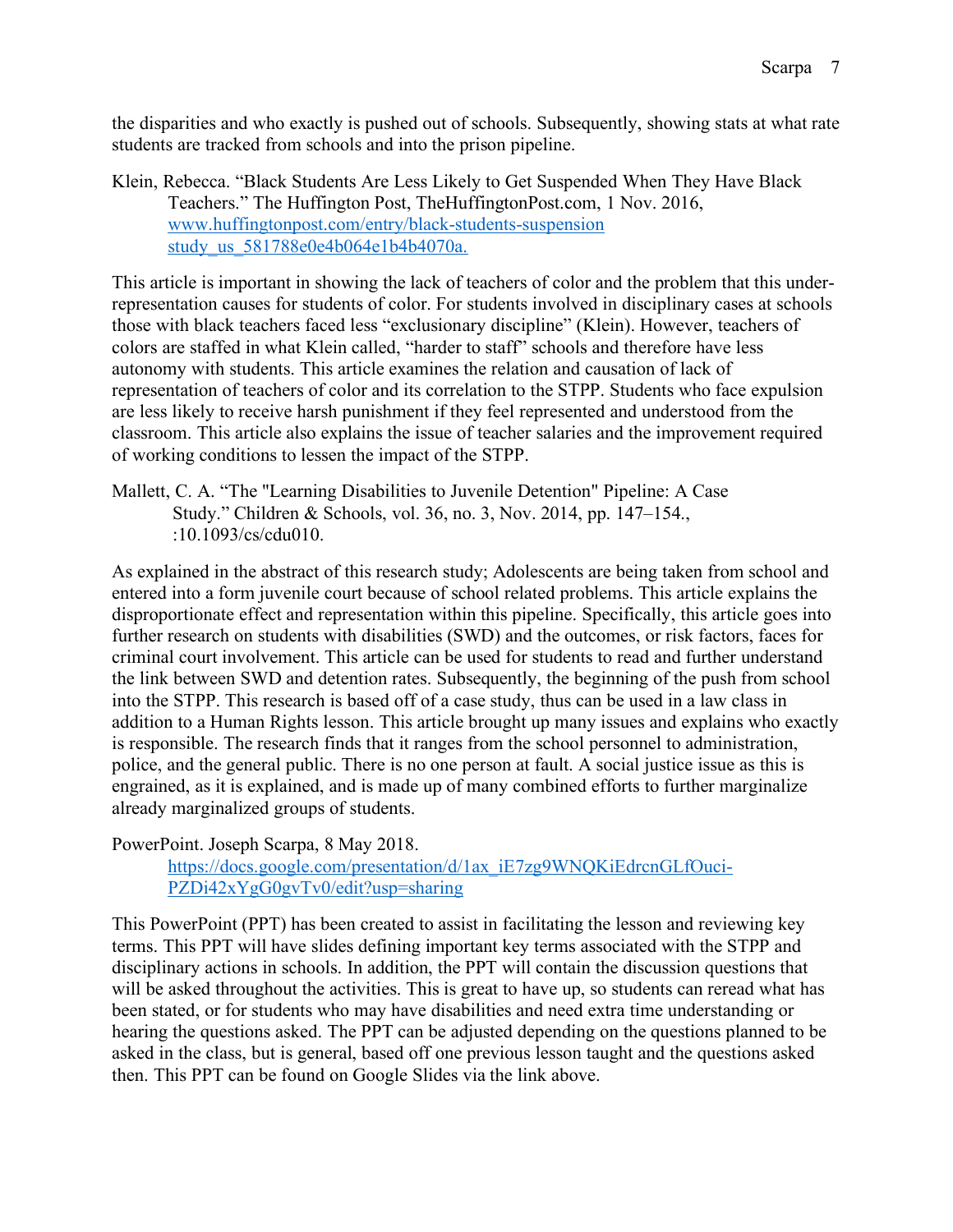the disparities and who exactly is pushed out of schools. Subsequently, showing stats at what rate students are tracked from schools and into the prison pipeline.

Klein, Rebecca. "Black Students Are Less Likely to Get Suspended When They Have Black Teachers." The Huffington Post, TheHuffingtonPost.com, 1 Nov. 2016, www.huffingtonpost.com/entry/black-students-suspension study_us_581788e0e4b064e1b4b4070a.

This article is important in showing the lack of teachers of color and the problem that this under-representation causes for students of color. For students involved in disciplinary cases at schools those with black teachers faced less "exclusionary discipline" (Klein). However, teachers of colors are staffed in what Klein called, "harder to staff" schools and therefore have less autonomy with students. This article examines the relation and causation of lack of representation of teachers of color and its correlation to the STPP. Students who face expulsion are less likely to receive harsh punishment if they feel represented and understood from the classroom. This article also explains the issue of teacher salaries and the improvement required of working conditions to lessen the impact of the STPP.

Mallett, C. A. "The "Learning Disabilities to Juvenile Detention" Pipeline: A Case Study." Children & Schools, vol. 36, no. 3, Nov. 2014, pp. 147–154., :10.1093/cs/cdu010.

As explained in the abstract of this research study; Adolescents are being taken from school and entered into a form juvenile court because of school related problems. This article explains the disproportionate effect and representation within this pipeline. Specifically, this article goes into further research on students with disabilities (SWD) and the outcomes, or risk factors, faces for criminal court involvement. This article can be used for students to read and further understand the link between SWD and detention rates. Subsequently, the beginning of the push from school into the STPP. This research is based off of a case study, thus can be used in a law class in addition to a Human Rights lesson. This article brought up many issues and explains who exactly is responsible. The research finds that it ranges from the school personnel to administration, police, and the general public. There is no one person at fault. A social justice issue as this is engrained, as it is explained, and is made up of many combined efforts to further marginalize already marginalized groups of students.

PowerPoint. Joseph Scarpa, 8 May 2018. https://docs.google.com/presentation/d/1ax_iE7zg9WNQKiEdrcnGLfOuci-PZDi42xYgG0gvTv0/edit?usp=sharing

This PowerPoint (PPT) has been created to assist in facilitating the lesson and reviewing key terms. This PPT will have slides defining important key terms associated with the STPP and disciplinary actions in schools. In addition, the PPT will contain the discussion questions that will be asked throughout the activities. This is great to have up, so students can reread what has been stated, or for students who may have disabilities and need extra time understanding or hearing the questions asked. The PPT can be adjusted depending on the questions planned to be asked in the class, but is general, based off one previous lesson taught and the questions asked then. This PPT can be found on Google Slides via the link above.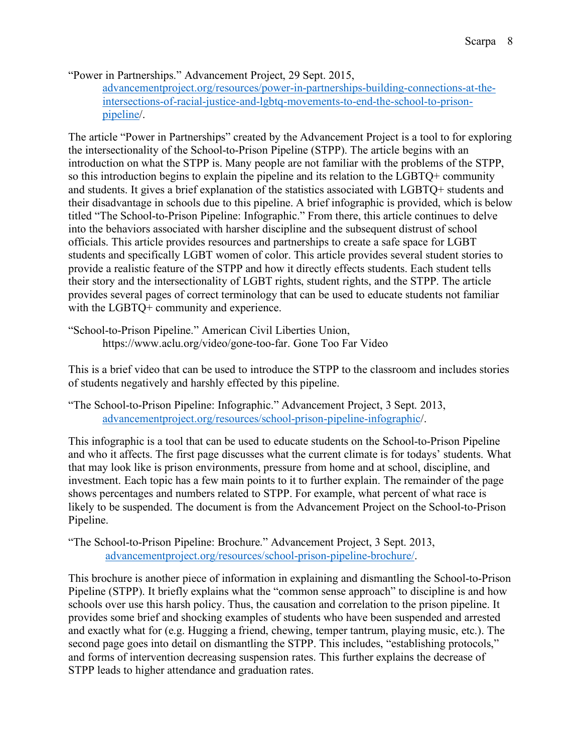"Power in Partnerships." Advancement Project, 29 Sept. 2015, advancementproject.org/resources/power-in-partnerships-building-connections-at-the-intersections-of-racial-justice-and-lgbtq-movements-to-end-the-school-to-prison-pipeline/.

The article "Power in Partnerships" created by the Advancement Project is a tool to for exploring the intersectionality of the School-to-Prison Pipeline (STPP). The article begins with an introduction on what the STPP is. Many people are not familiar with the problems of the STPP, so this introduction begins to explain the pipeline and its relation to the LGBTQ+ community and students. It gives a brief explanation of the statistics associated with LGBTQ+ students and their disadvantage in schools due to this pipeline. A brief infographic is provided, which is below titled "The School-to-Prison Pipeline: Infographic." From there, this article continues to delve into the behaviors associated with harsher discipline and the subsequent distrust of school officials. This article provides resources and partnerships to create a safe space for LGBT students and specifically LGBT women of color. This article provides several student stories to provide a realistic feature of the STPP and how it directly effects students. Each student tells their story and the intersectionality of LGBT rights, student rights, and the STPP. The article provides several pages of correct terminology that can be used to educate students not familiar with the LGBTQ+ community and experience.

"School-to-Prison Pipeline." American Civil Liberties Union, https://www.aclu.org/video/gone-too-far. Gone Too Far Video

This is a brief video that can be used to introduce the STPP to the classroom and includes stories of students negatively and harshly effected by this pipeline.

"The School-to-Prison Pipeline: Infographic." Advancement Project, 3 Sept. 2013, advancementproject.org/resources/school-prison-pipeline-infographic/.

This infographic is a tool that can be used to educate students on the School-to-Prison Pipeline and who it affects. The first page discusses what the current climate is for todays' students. What that may look like is prison environments, pressure from home and at school, discipline, and investment. Each topic has a few main points to it to further explain. The remainder of the page shows percentages and numbers related to STPP. For example, what percent of what race is likely to be suspended. The document is from the Advancement Project on the School-to-Prison Pipeline.

"The School-to-Prison Pipeline: Brochure." Advancement Project, 3 Sept. 2013, advancementproject.org/resources/school-prison-pipeline-brochure/.

This brochure is another piece of information in explaining and dismantling the School-to-Prison Pipeline (STPP). It briefly explains what the "common sense approach" to discipline is and how schools over use this harsh policy. Thus, the causation and correlation to the prison pipeline. It provides some brief and shocking examples of students who have been suspended and arrested and exactly what for (e.g. Hugging a friend, chewing, temper tantrum, playing music, etc.). The second page goes into detail on dismantling the STPP. This includes, "establishing protocols," and forms of intervention decreasing suspension rates. This further explains the decrease of STPP leads to higher attendance and graduation rates.